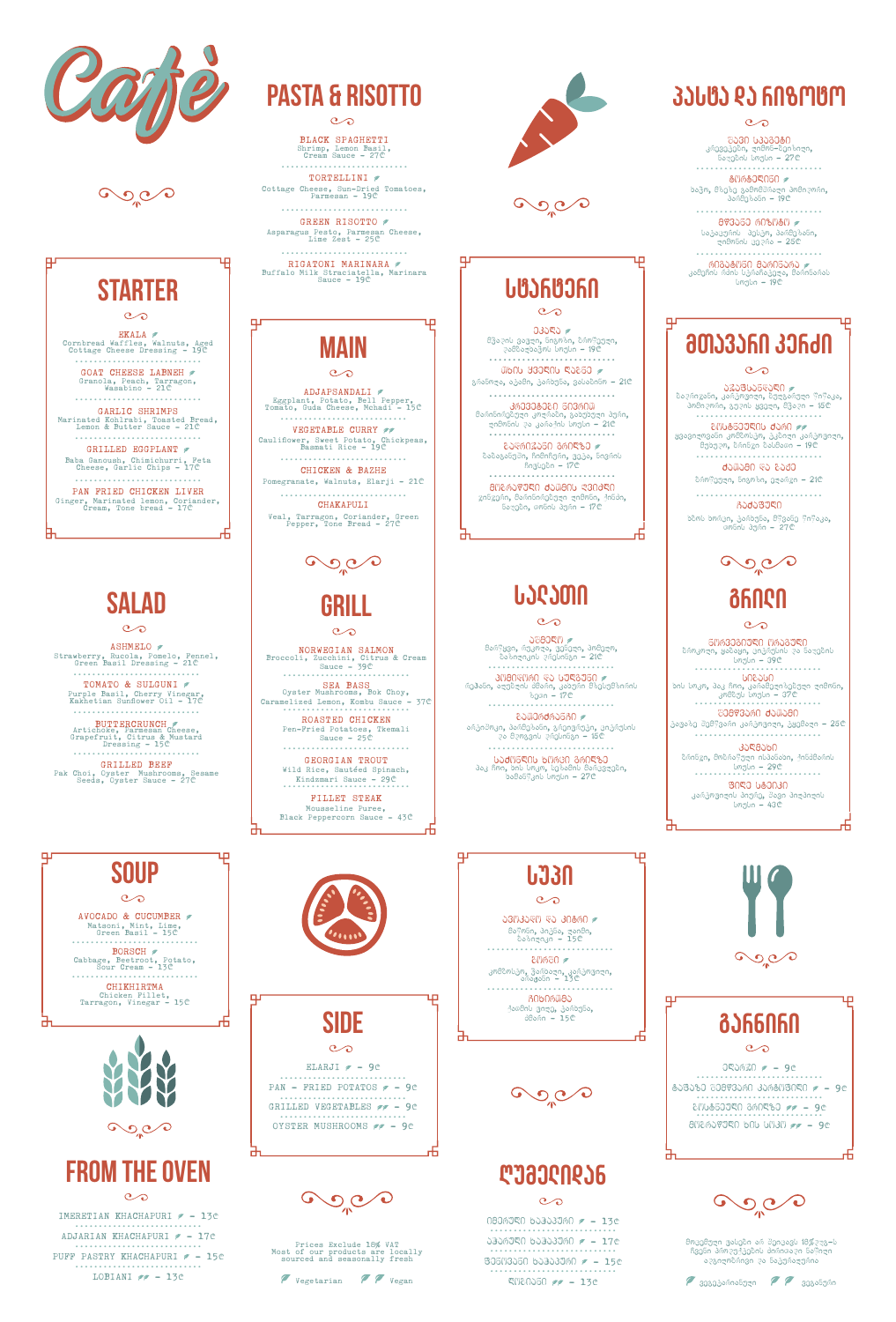# Café

## PASTA & RISOTTO

**BLACK SPAGHETTI**
Shrimp, Lemon Basil, Cream Sauce - 27₾

**TORTELLINI**
Cottage Cheese, Sun-Dried Tomatoes, Parmesan - 19₾

**GREEN RISOTTO**
Asparagus Pesto, Parmesan Cheese, Lime Zest - 25₾

**RIGATONI MARINARA**
Buffalo Milk Straciatella, Marinara Sauce - 19₾

## STARTER

**EKALA**
Cornbread Waffles, Walnuts, Aged Cottage Cheese Dressing - 19₾

**GOAT CHEESE LABNEH**
Granola, Peach, Tarragon, Wasabino - 21₾

**GARLIC SHRIMPS**
Marinated Kohlrabi, Toasted Bread, Lemon & Butter Sauce - 21₾

**GRILLED EGGPLANT**
Baba Ganoush, Chimichurri, Feta Cheese, Garlic Chips - 17₾

**PAN FRIED CHICKEN LIVER**
Ginger, Marinated lemon, Coriander, Cream, Tone bread - 17₾

## MAIN

**ADJAPSANDALI**
Eggplant, Potato, Bell Pepper, Tomato, Guda Cheese, Mchadi - 15₾

**VEGETABLE CURRY**
Cauliflower, Sweet Potato, Chickpeas, Basmati Rice - 19₾

**CHICKEN & BAZHE**
Pomegranate, Walnuts, Elarji - 21₾

**CHAKAPULI**
Veal, Tarragon, Coriander, Green Pepper, Tone Bread - 27₾

## GRILL

**NORWEGIAN SALMON**
Broccoli, Zucchini, Citrus & Cream Sauce - 39₾

**SEA BASS**
Oyster Mushrooms, Bok Choy, Caramelized Lemon, Kombu Sauce - 37₾

**ROASTED CHICKEN**
Pen-Fried Potatoes, Tkemali Sauce - 25₾

**GEORGIAN TROUT**
Wild Rice, Sautéed Spinach, Kindzmari Sauce - 29₾

**FILLET STEAK**
Mousseline Puree, Black Peppercorn Sauce - 43₾

## SALAD

**ASHMELO**
Strawberry, Rucola, Pomelo, Fennel, Green Basil Dressing - 21₾

**TOMATO & SULGUNI**
Purple Basil, Cherry Vinegar, Kakhetian Sunflower Oil - 17₾

**BUTTERCRUNCH**
Artichoke, Parmesan Cheese, Grapefruit, Citrus & Mustard Dressing - 15₾

**GRILLED BEEF**
Pak Choi, Oyster Mushrooms, Sesame Seeds, Oyster Sauce - 27₾

## SOUP

**AVOCADO & CUCUMBER**
Matsoni, Mint, Lime, Green Basil - 15₾

**BORSCH**
Cabbage, Beetroot, Potato, Sour Cream - 13₾

**CHIKHIRTMA**
Chicken Fillet, Tarragon, Vinegar - 15₾

## SIDE

- ELARJI - 9₾
- PAN - FRIED POTATOS - 9₾
- GRILLED VEGETABLES - 9₾
- OYSTER MUSHROOMS - 9₾

## FROM THE OVEN

- IMERETIAN KHACHAPURI - 13₾
- ADJARIAN KHACHAPURI - 17₾
- PUFF PASTRY KHACHAPURI - 15₾
- LOBIANI - 13₾

Prices Exclude 18% VAT
Most of our products are locally sourced and seasonally fresh

Vegetarian — Vegan

## პასტა და რიზოტო

**შავი სპაგეტი**
კრევეტები, ლიმონ-ბაზილიკი, ნაღების სოუსი - 27₾

**ტორტელინი**
ხაჭო, მზეზე გამომშრალი პომიდორი, პარმეზანი - 19₾

**მწვანე რიზოტო**
სატაცურის პესტო, პარმეზანი, ლიმონის ცედრა - 25₾

**რიგატონი მარინარა**
კამეჩის რძის სტრაჩატელა, მარინარას სოუსი - 19₾

## სტარტერი

**ეკალა**
სიმინდის ვაფლი, ნიგოზი, დაძველებული ხაჭოს სოუსი - 19₾

**თხის ყველის ლაბნე**
გრანოლა, ატამი, ტარხუნა, ვასაბინო - 21₾

**კრევეტები ნივრით**
მარინირებული კოლრაბი, გამომცხვარი პური, ლიმონის და კარაქის სოუსი - 21₾

**გრილზე შემწვარი ბადრიჯანი**
ბაბაგანუში, ჩიმიჩური, ფეტა, ნივრის ჩიფსები - 17₾

**შემწვარი ქათმის ღვიძლი**
ჯინჯერი, მარინირებული ლიმონი, ქინძი, ნაღები, თონის პური - 17₾

## მთავარი კერძი

**აჯაფსანდალი**
ბადრიჯანი, კარტოფილი, ბულგარული წიწაკა, პომიდორი, გუდის ყველი, მჭადი - 15₾

**ბოსტნეულის კარი**
ყვავილოვანი კომბოსტო, ტკბილი კარტოფილი, მუხუდო, ბასმატი ბრინჯი - 19₾

**ქათამი და ბაჟე**
ბროწეული, ნიგოზი, ელარჯი - 21₾

**ჩაქაფული**
ხბოს ხორცი, ტარხუნა, მწვანე წიწაკა, თონის პური - 27₾

## სალათი

**აშმელი**
მარწყვი, რუკოლა, პომელო, ფენხელი, მწვანე ბაზილიკის სოუსი - 21₾

**პომიდორი და სულგუნი**
რეჰანი, ალუბლის ძმარი, კახური მზესუმზირის ზეთი - 17₾

**ბატერქრანჩი**
არტიშოკი, პარმეზანი, გრეიპფრუტი, ციტრუსის და მდოგვის სოუსი - 15₾

**გრილზე შემწვარი ძროხის ხორცი**
პაკ ჩოი, ხის სოკო, სეზამი, ხამანწკის სოუსი - 27₾

## გრილი

**ნორვეგიული ორაგული**
ბროკოლი, ცუკინი, ციტრუსის და ნაღების სოუსი - 39₾

**ლავრაკი**
ხის სოკო, პაკ ჩოი, კარამელიზებული ლიმონი, კომბუს სოუსი - 37₾

**შემწვარი ქათამი**
შემწვარი კარტოფილი, ტყემალი - 25₾

**კალმახი**
ველური ბრინჯი, მოშუშული ისპანახი, ქინძმარის სოუსი - 29₾

**ფილე სტეიკი**
კარტოფილის პიურე, შავი პილპილის სოუსი - 43₾

## სუპი

**ავოკადო და კიტრი**
მაწონი, პიტნა, ლაიმი, ბაზილიკი - 15₾

**ბორში**
კომბოსტო, ჭარხალი, კარტოფილი, არაჟანი - 13₾

**ჩიხირთმა**
ქათმის ფილე, ტარხუნა, ძმარი - 15₾

## გარნირი

- ელარჯი - 9₾
- ტაფაზე შემწვარი კარტოფილი - 9₾
- ბოსტნეული გრილზე - 9₾
- შემწვარი ხის სოკო - 9₾

## ღუმელიდან

- იმერული ხაჭაპური - 13₾
- აჭარული ხაჭაპური - 17₾
- ფენოვანი ხაჭაპური - 15₾
- ლობიანი - 13₾

მოცემული ფასები არ შეიცავს 18%-იან დღგ-ს
ჩვენი პროდუქტების უმეტესობა ადგილობრივი და სეზონურია

ვეგეტარიანული — ვეგანური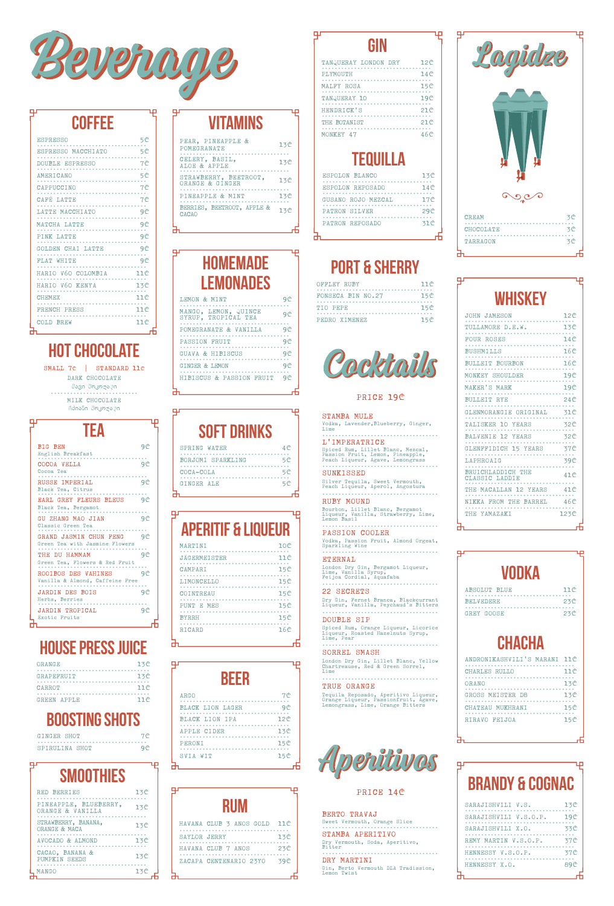# Beverage

## COFFEE

| | |
|---|---|
| ESPRESSO | 5₾ |
| ESPRESSO MACCHIATO | 5₾ |
| DOUBLE ESPRESSO | 7₾ |
| AMERICANO | 5₾ |
| CAPPUCCINO | 7₾ |
| CAFÉ LATTE | 7₾ |
| LATTE MACCHIATO | 9₾ |
| MATCHA LATTE | 9₾ |
| PINK LATTE | 9₾ |
| GOLDEN CHAI LATTE | 9₾ |
| FLAT WHITE | 9₾ |
| HARIO V60 COLOMBIA | 11₾ |
| HARIO V60 KENYA | 13₾ |
| CHEMEX | 11₾ |
| FRENCH PRESS | 11₾ |
| COLD BREW | 11₾ |

## HOT CHOCOLATE

SMALL 7₾ | STANDARD 11₾

DARK CHOCOLATE
შავი შოკოლადი

MILK CHOCOLATE
რძიანი შოკოლადი

## TEA

| | |
|---|---|
| BIG BEN<br>English Breakfast | 9₾ |
| COCOA VELLA<br>Cocoa Tea | 9₾ |
| RUSSE IMPERIAL<br>Black Tea, Citrus | 9₾ |
| EARL GREY FLEURS BLEUS<br>Black Tea, Bergamot | 9₾ |
| GU ZHANG MAO JIAN<br>Classic Green Tea | 9₾ |
| GRAND JASMIN CHUN FENG<br>Green Tea with Jasmine Flowers | 9₾ |
| THE DU HAMMAM<br>Green Tea, Flowers & Red Fruit | 9₾ |
| ROOIBOS DES VAHINES<br>Vanilla & Almond, Caffeine Free | 9₾ |
| JARDIN DES BOIS<br>Herbs, Berries | 9₾ |
| JARDIN TROPICAL<br>Exotic Fruits | 9₾ |

## HOUSE PRESS JUICE

| | |
|---|---|
| ORANGE | 13₾ |
| GRAPEFRUIT | 13₾ |
| CARROT | 11₾ |
| GREEN APPLE | 11₾ |

## BOOSTING SHOTS

| | |
|---|---|
| GINGER SHOT | 7₾ |
| SPIRULINA SHOT | 9₾ |

## SMOOTHIES

| | |
|---|---|
| RED BERRIES | 13₾ |
| PINEAPPLE, BLUEBERRY, ORANGE & VANILLA | 13₾ |
| STRAWBERRY, BANANA, ORANGE & MACA | 13₾ |
| AVOCADO & ALMOND | 13₾ |
| CACAO, BANANA & PUMPKIN SEEDS | 13₾ |
| MANGO | 13₾ |

## VITAMINS

| | |
|---|---|
| PEAR, PINEAPPLE & POMEGRANATE | 13₾ |
| CELERY, BASIL, ALOE & APPLE | 13₾ |
| STRAWBERRY, BEETROOT, ORANGE & GINGER | 13₾ |
| PINEAPPLE & MINT | 13₾ |
| BERRIES, BEETROOT, APPLE & CACAO | 13₾ |

## HOMEMADE LEMONADES

| | |
|---|---|
| LEMON & MINT | 9₾ |
| MANGO, LEMON, QUINCE SYRUP, TROPICAL TEA | 9₾ |
| POMEGRANATE & VANILLA | 9₾ |
| PASSION FRUIT | 9₾ |
| GUAVA & HIBISCUS | 9₾ |
| GINGER & LEMON | 9₾ |
| HIBISCUS & PASSION FRUIT | 9₾ |

## SOFT DRINKS

| | |
|---|---|
| SPRING WATER | 4₾ |
| BORJOMI SPARKLING | 5₾ |
| COCA-COLA | 5₾ |
| GINGER ALE | 5₾ |

## APERITIF & LIQUEUR

| | |
|---|---|
| MARTINI | 10₾ |
| JAGERMEISTER | 11₾ |
| CAMPARI | 15₾ |
| LIMONCELLO | 15₾ |
| COINTREAU | 15₾ |
| PUNT E MES | 15₾ |
| BYRRH | 15₾ |
| RICARD | 16₾ |

## BEER

| | |
|---|---|
| ARGO | 7₾ |
| BLACK LION LAGER | 9₾ |
| BLACK LION IPA | 12₾ |
| APPLE CIDER | 13₾ |
| PERONI | 15₾ |
| SVIA WIT | 15₾ |

## RUM

| | |
|---|---|
| HAVANA CLUB 3 ANOS GOLD | 11₾ |
| SAYLOR JERRY | 13₾ |
| HAVANA CLUB 7 ANOS | 23₾ |
| ZACAPA CENTENARIO 23YO | 39₾ |

## GIN

| | |
|---|---|
| TANQUERAY LONDON DRY | 12₾ |
| PLYMOUTH | 14₾ |
| MALFY ROSA | 15₾ |
| TANQUERAY 10 | 19₾ |
| HENDRICK'S | 21₾ |
| THE BOTANIST | 21₾ |
| MONKEY 47 | 46₾ |

## TEQUILLA

| | |
|---|---|
| ESPOLON BLANCO | 13₾ |
| ESPOLON REPOSADO | 14₾ |
| GUSANO ROJO MEZCAL | 17₾ |
| PATRON SILVER | 29₾ |
| PATRON REPOSADO | 31₾ |

## PORT & SHERRY

| | |
|---|---|
| OFFLEY RUBY | 11₾ |
| FONSECA BIN NO.27 | 15₾ |
| TIO PEPE | 15₾ |
| PEDRO XIMENEZ | 15₾ |

## Cocktails

PRICE 19₾

**STAMBA MULE**
Vodka, Lavender,Blueberry, Ginger, Lime

**L'IMPERATRICE**
Spiced Rum, Lillet Blanc, Mezcal, Passion Fruit, Lemon, Pineapple, Peach Liqueur, Agave, Lemongrass

**SUNKISSED**
Silver Tequila, Sweet Vermouth, Peach Liqueur, Aperol, Angostura

**RUBY MOUND**
Bourbon, Lillet Blanc, Bergamot Liqueur, Vanilla, Strawberry, Lime, Lemon Basil

**PASSION COOLER**
Vodka, Passion Fruit, Almond Orgeat, Sparkling Wine

**ETERNAL**
London Dry Gin, Bergamot Liqueur, Lime, Vanilla Syrup, Feijoa Cordial, Aquafaba

**22 SECRETS**
Dry Gin, Fernet Branca, Blackcurrant Liqueur, Vanilla, Peychaud's Bitters

**DOUBLE SIP**
Spiced Rum, Orange Liqueur, Licorice Liqueur, Roasted Hazelnuts Syrup, Lime, Pear

**SORREL SMASH**
London Dry Gin, Lillet Blanc, Yellow Chartreause, Red & Green Sorrel, Lime

**TRUE ORANGE**
Tequila Reposado, Aperitivo Liqueur, Orange Liqueur, Passionfruit, Agave, Lemongrass, Lime, Orange Bitters

## Aperitivos

PRICE 14₾

**BERTO TRAVAJ**
Sweet Vermouth, Orange Slice

**STAMBA APERITIVO**
Dry Vermouth, Soda, Aperitivo, Bitter

**DRY MARTINI**
Gin, Berto Vermouth DLA Tradission, Lemon Twist

## Lagidze

| | |
|---|---|
| CREAM | 3₾ |
| CHOCOLATE | 3₾ |
| TARRAGON | 3₾ |

## WHISKEY

| | |
|---|---|
| JOHN JAMESON | 12₾ |
| TULLAMORE D.E.W. | 13₾ |
| FOUR ROSES | 14₾ |
| BUSHMILLS | 16₾ |
| BULLEIT BOURBON | 16₾ |
| MONKEY SHOULDER | 19₾ |
| MAKER'S MARK | 19₾ |
| BULLEIT RYE | 24₾ |
| GLENMORANGIE ORIGINAL | 31₾ |
| TALISKER 10 YEARS | 32₾ |
| BALVENIE 12 YEARS | 32₾ |
| GLENFFIDICH 15 YEARS | 37₾ |
| LAPHROAIG | 39₾ |
| BRUICHLADDICH THE CLASSIC LADDIE | 41₾ |
| THE MACALLAN 12 YEARS | 41₾ |
| NIKKA FROM THE BARREL | 46₾ |
| THE YAMAZAKI | 123₾ |

## VODKA

| | |
|---|---|
| ABSOLUT BLUE | 11₾ |
| BELVEDERE | 23₾ |
| GREY GOOSE | 23₾ |

## CHACHA

| | |
|---|---|
| ANDRONIKASHVILI'S MARANI | 11₾ |
| CHARLES RULLO | 11₾ |
| ORANO | 13₾ |
| GROSS MEISTER DB | 13₾ |
| CHATEAU MUKHRANI | 15₾ |
| RIRAVO FEIJOA | 15₾ |

## BRANDY & COGNAC

| | |
|---|---|
| SARAJISHVILI V.S. | 13₾ |
| SARAJISHVILI V.S.O.P. | 19₾ |
| SARAJISHVILI X.O. | 33₾ |
| REMY MARTIN V.S.O.P. | 37₾ |
| HENNESSY V.S.O.P. | 37₾ |
| HENNESSY X.O. | 89₾ |